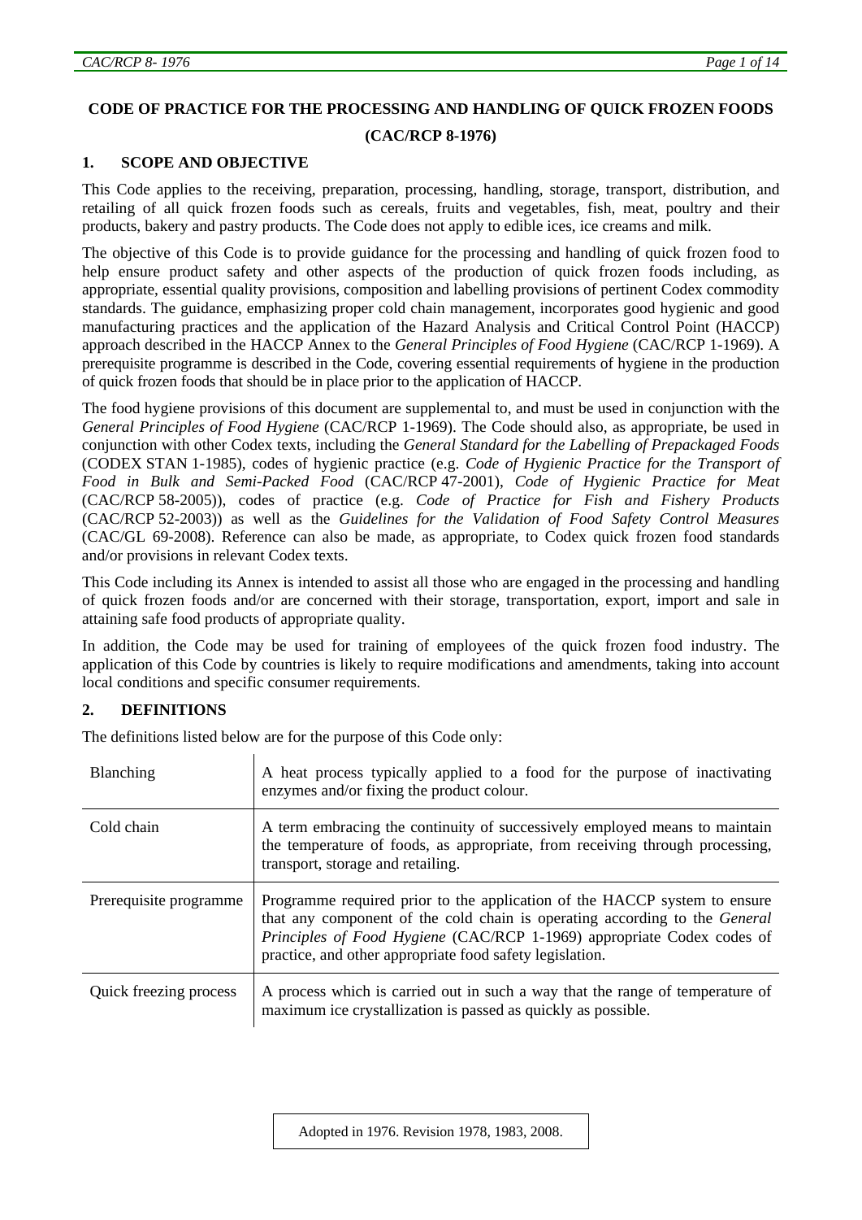# CODE OF PRACTICE FOR THE PROCESSING AND HANDLING OF QUICK FROZEN FOODS

**(CAC/RCP 8-1976)**

## 1. SCOPE AND OBJECTIVE

This Code applies to the receiving, preparation, processing, handling, storage, transport, distribution, and retailing of all quick frozen foods such as cereals, fruits and vegetables, fish, meat, poultry and their products, bakery and pastry products. The Code does not apply to edible ices, ice creams and milk.

The objective of this Code is to provide guidance for the processing and handling of quick frozen food to help ensure product safety and other aspects of the production of quick frozen foods including, as appropriate, essential quality provisions, composition and labelling provisions of pertinent Codex commodity standards. The guidance, emphasizing proper cold chain management, incorporates good hygienic and good manufacturing practices and the application of the Hazard Analysis and Critical Control Point (HACCP) approach described in the HACCP Annex to the *General Principles of Food Hygiene* (CAC/RCP 1-1969). A prerequisite programme is described in the Code, covering essential requirements of hygiene in the production of quick frozen foods that should be in place prior to the application of HACCP.

The food hygiene provisions of this document are supplemental to, and must be used in conjunction with the *General Principles of Food Hygiene* (CAC/RCP 1-1969). The Code should also, as appropriate, be used in conjunction with other Codex texts, including the *General Standard for the Labelling of Prepackaged Foods* (CODEX STAN 1-1985), codes of hygienic practice (e.g. *Code of Hygienic Practice for the Transport of Food in Bulk and Semi-Packed Food* (CAC/RCP 47-2001), *Code of Hygienic Practice for Meat* (CAC/RCP 58-2005)), codes of practice (e.g. *Code of Practice for Fish and Fishery Products* (CAC/RCP 52-2003)) as well as the *Guidelines for the Validation of Food Safety Control Measures* (CAC/GL 69-2008). Reference can also be made, as appropriate, to Codex quick frozen food standards and/or provisions in relevant Codex texts.

This Code including its Annex is intended to assist all those who are engaged in the processing and handling of quick frozen foods and/or are concerned with their storage, transportation, export, import and sale in attaining safe food products of appropriate quality.

In addition, the Code may be used for training of employees of the quick frozen food industry. The application of this Code by countries is likely to require modifications and amendments, taking into account local conditions and specific consumer requirements.

## 2. DEFINITIONS

The definitions listed below are for the purpose of this Code only:

| Term | Definition |
|---|---|
| Blanching | A heat process typically applied to a food for the purpose of inactivating enzymes and/or fixing the product colour. |
| Cold chain | A term embracing the continuity of successively employed means to maintain the temperature of foods, as appropriate, from receiving through processing, transport, storage and retailing. |
| Prerequisite programme | Programme required prior to the application of the HACCP system to ensure that any component of the cold chain is operating according to the *General Principles of Food Hygiene* (CAC/RCP 1-1969) appropriate Codex codes of practice, and other appropriate food safety legislation. |
| Quick freezing process | A process which is carried out in such a way that the range of temperature of maximum ice crystallization is passed as quickly as possible. |

Adopted in 1976. Revision 1978, 1983, 2008.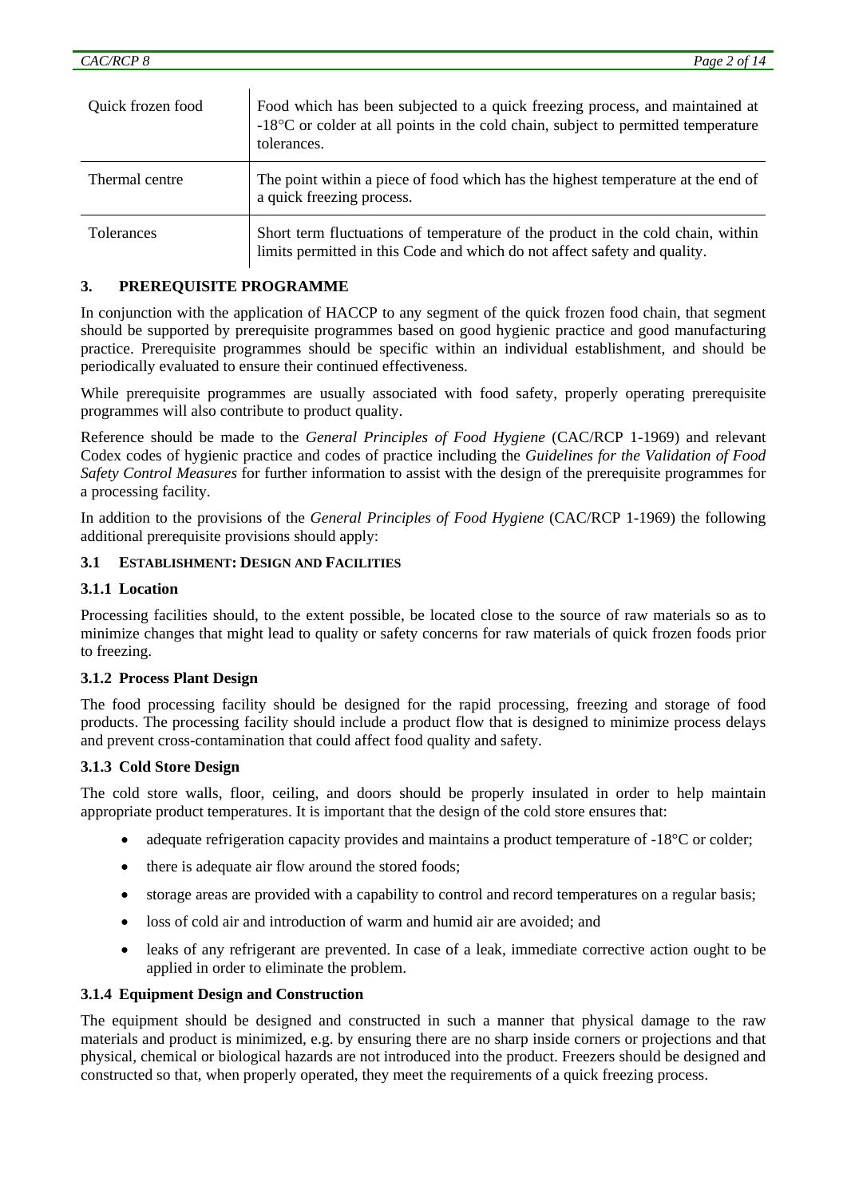| | |
|---|---|
| Quick frozen food | Food which has been subjected to a quick freezing process, and maintained at -18°C or colder at all points in the cold chain, subject to permitted temperature tolerances. |
| Thermal centre | The point within a piece of food which has the highest temperature at the end of a quick freezing process. |
| Tolerances | Short term fluctuations of temperature of the product in the cold chain, within limits permitted in this Code and which do not affect safety and quality. |

## 3. PREREQUISITE PROGRAMME

In conjunction with the application of HACCP to any segment of the quick frozen food chain, that segment should be supported by prerequisite programmes based on good hygienic practice and good manufacturing practice. Prerequisite programmes should be specific within an individual establishment, and should be periodically evaluated to ensure their continued effectiveness.

While prerequisite programmes are usually associated with food safety, properly operating prerequisite programmes will also contribute to product quality.

Reference should be made to the *General Principles of Food Hygiene* (CAC/RCP 1-1969) and relevant Codex codes of hygienic practice and codes of practice including the *Guidelines for the Validation of Food Safety Control Measures* for further information to assist with the design of the prerequisite programmes for a processing facility.

In addition to the provisions of the *General Principles of Food Hygiene* (CAC/RCP 1-1969) the following additional prerequisite provisions should apply:

### 3.1 ESTABLISHMENT: DESIGN AND FACILITIES

#### 3.1.1 Location

Processing facilities should, to the extent possible, be located close to the source of raw materials so as to minimize changes that might lead to quality or safety concerns for raw materials of quick frozen foods prior to freezing.

#### 3.1.2 Process Plant Design

The food processing facility should be designed for the rapid processing, freezing and storage of food products. The processing facility should include a product flow that is designed to minimize process delays and prevent cross-contamination that could affect food quality and safety.

#### 3.1.3 Cold Store Design

The cold store walls, floor, ceiling, and doors should be properly insulated in order to help maintain appropriate product temperatures. It is important that the design of the cold store ensures that:

- adequate refrigeration capacity provides and maintains a product temperature of -18°C or colder;
- there is adequate air flow around the stored foods;
- storage areas are provided with a capability to control and record temperatures on a regular basis;
- loss of cold air and introduction of warm and humid air are avoided; and
- leaks of any refrigerant are prevented. In case of a leak, immediate corrective action ought to be applied in order to eliminate the problem.

#### 3.1.4 Equipment Design and Construction

The equipment should be designed and constructed in such a manner that physical damage to the raw materials and product is minimized, e.g. by ensuring there are no sharp inside corners or projections and that physical, chemical or biological hazards are not introduced into the product. Freezers should be designed and constructed so that, when properly operated, they meet the requirements of a quick freezing process.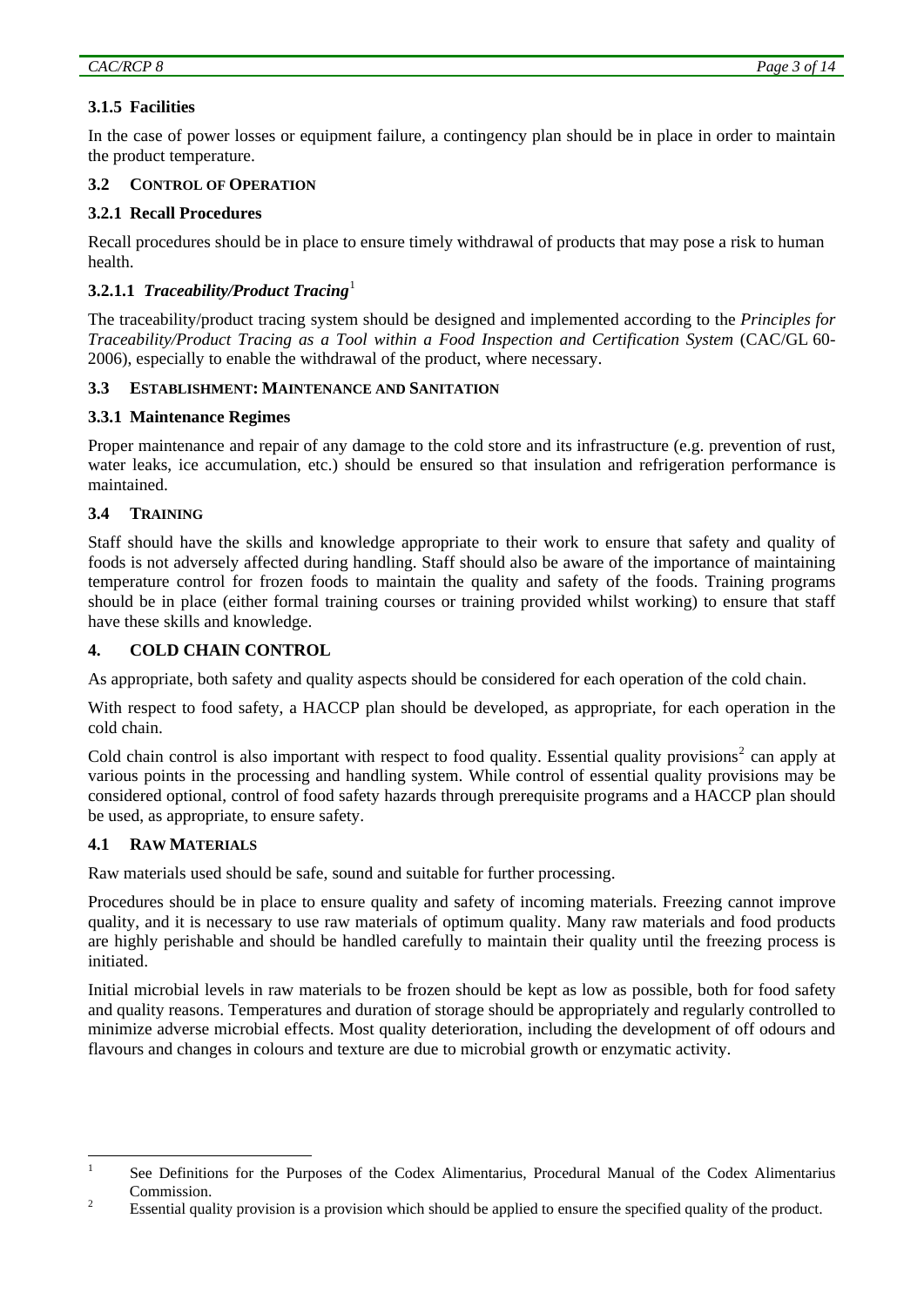### 3.1.5 Facilities

In the case of power losses or equipment failure, a contingency plan should be in place in order to maintain the product temperature.

## 3.2 CONTROL OF OPERATION

### 3.2.1 Recall Procedures

Recall procedures should be in place to ensure timely withdrawal of products that may pose a risk to human health.

#### 3.2.1.1 *Traceability/Product Tracing*[1]

The traceability/product tracing system should be designed and implemented according to the *Principles for Traceability/Product Tracing as a Tool within a Food Inspection and Certification System* (CAC/GL 60-2006), especially to enable the withdrawal of the product, where necessary.

## 3.3 ESTABLISHMENT: MAINTENANCE AND SANITATION

### 3.3.1 Maintenance Regimes

Proper maintenance and repair of any damage to the cold store and its infrastructure (e.g. prevention of rust, water leaks, ice accumulation, etc.) should be ensured so that insulation and refrigeration performance is maintained.

## 3.4 TRAINING

Staff should have the skills and knowledge appropriate to their work to ensure that safety and quality of foods is not adversely affected during handling. Staff should also be aware of the importance of maintaining temperature control for frozen foods to maintain the quality and safety of the foods. Training programs should be in place (either formal training courses or training provided whilst working) to ensure that staff have these skills and knowledge.

# 4. COLD CHAIN CONTROL

As appropriate, both safety and quality aspects should be considered for each operation of the cold chain.

With respect to food safety, a HACCP plan should be developed, as appropriate, for each operation in the cold chain.

Cold chain control is also important with respect to food quality. Essential quality provisions[2] can apply at various points in the processing and handling system. While control of essential quality provisions may be considered optional, control of food safety hazards through prerequisite programs and a HACCP plan should be used, as appropriate, to ensure safety.

## 4.1 RAW MATERIALS

Raw materials used should be safe, sound and suitable for further processing.

Procedures should be in place to ensure quality and safety of incoming materials. Freezing cannot improve quality, and it is necessary to use raw materials of optimum quality. Many raw materials and food products are highly perishable and should be handled carefully to maintain their quality until the freezing process is initiated.

Initial microbial levels in raw materials to be frozen should be kept as low as possible, both for food safety and quality reasons. Temperatures and duration of storage should be appropriately and regularly controlled to minimize adverse microbial effects. Most quality deterioration, including the development of off odours and flavours and changes in colours and texture are due to microbial growth or enzymatic activity.

---

[1] See Definitions for the Purposes of the Codex Alimentarius, Procedural Manual of the Codex Alimentarius Commission.

[2] Essential quality provision is a provision which should be applied to ensure the specified quality of the product.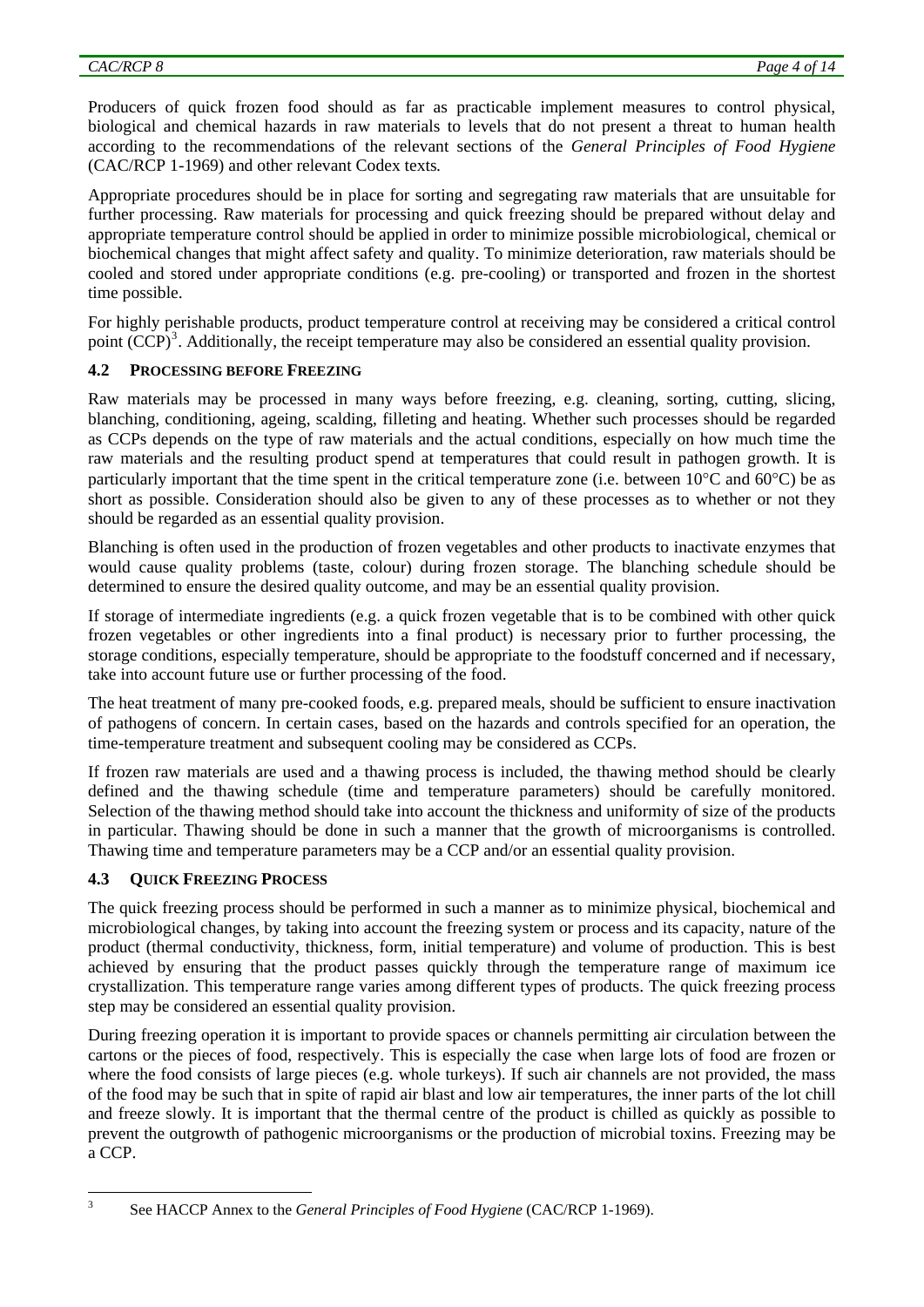Producers of quick frozen food should as far as practicable implement measures to control physical, biological and chemical hazards in raw materials to levels that do not present a threat to human health according to the recommendations of the relevant sections of the *General Principles of Food Hygiene* (CAC/RCP 1-1969) and other relevant Codex texts.

Appropriate procedures should be in place for sorting and segregating raw materials that are unsuitable for further processing. Raw materials for processing and quick freezing should be prepared without delay and appropriate temperature control should be applied in order to minimize possible microbiological, chemical or biochemical changes that might affect safety and quality. To minimize deterioration, raw materials should be cooled and stored under appropriate conditions (e.g. pre-cooling) or transported and frozen in the shortest time possible.

For highly perishable products, product temperature control at receiving may be considered a critical control point (CCP)[3]. Additionally, the receipt temperature may also be considered an essential quality provision.

### 4.2 PROCESSING BEFORE FREEZING

Raw materials may be processed in many ways before freezing, e.g. cleaning, sorting, cutting, slicing, blanching, conditioning, ageing, scalding, filleting and heating. Whether such processes should be regarded as CCPs depends on the type of raw materials and the actual conditions, especially on how much time the raw materials and the resulting product spend at temperatures that could result in pathogen growth. It is particularly important that the time spent in the critical temperature zone (i.e. between 10°C and 60°C) be as short as possible. Consideration should also be given to any of these processes as to whether or not they should be regarded as an essential quality provision.

Blanching is often used in the production of frozen vegetables and other products to inactivate enzymes that would cause quality problems (taste, colour) during frozen storage. The blanching schedule should be determined to ensure the desired quality outcome, and may be an essential quality provision.

If storage of intermediate ingredients (e.g. a quick frozen vegetable that is to be combined with other quick frozen vegetables or other ingredients into a final product) is necessary prior to further processing, the storage conditions, especially temperature, should be appropriate to the foodstuff concerned and if necessary, take into account future use or further processing of the food.

The heat treatment of many pre-cooked foods, e.g. prepared meals, should be sufficient to ensure inactivation of pathogens of concern. In certain cases, based on the hazards and controls specified for an operation, the time-temperature treatment and subsequent cooling may be considered as CCPs.

If frozen raw materials are used and a thawing process is included, the thawing method should be clearly defined and the thawing schedule (time and temperature parameters) should be carefully monitored. Selection of the thawing method should take into account the thickness and uniformity of size of the products in particular. Thawing should be done in such a manner that the growth of microorganisms is controlled. Thawing time and temperature parameters may be a CCP and/or an essential quality provision.

### 4.3 QUICK FREEZING PROCESS

The quick freezing process should be performed in such a manner as to minimize physical, biochemical and microbiological changes, by taking into account the freezing system or process and its capacity, nature of the product (thermal conductivity, thickness, form, initial temperature) and volume of production. This is best achieved by ensuring that the product passes quickly through the temperature range of maximum ice crystallization. This temperature range varies among different types of products. The quick freezing process step may be considered an essential quality provision.

During freezing operation it is important to provide spaces or channels permitting air circulation between the cartons or the pieces of food, respectively. This is especially the case when large lots of food are frozen or where the food consists of large pieces (e.g. whole turkeys). If such air channels are not provided, the mass of the food may be such that in spite of rapid air blast and low air temperatures, the inner parts of the lot chill and freeze slowly. It is important that the thermal centre of the product is chilled as quickly as possible to prevent the outgrowth of pathogenic microorganisms or the production of microbial toxins. Freezing may be a CCP.

---

[3] See HACCP Annex to the *General Principles of Food Hygiene* (CAC/RCP 1-1969).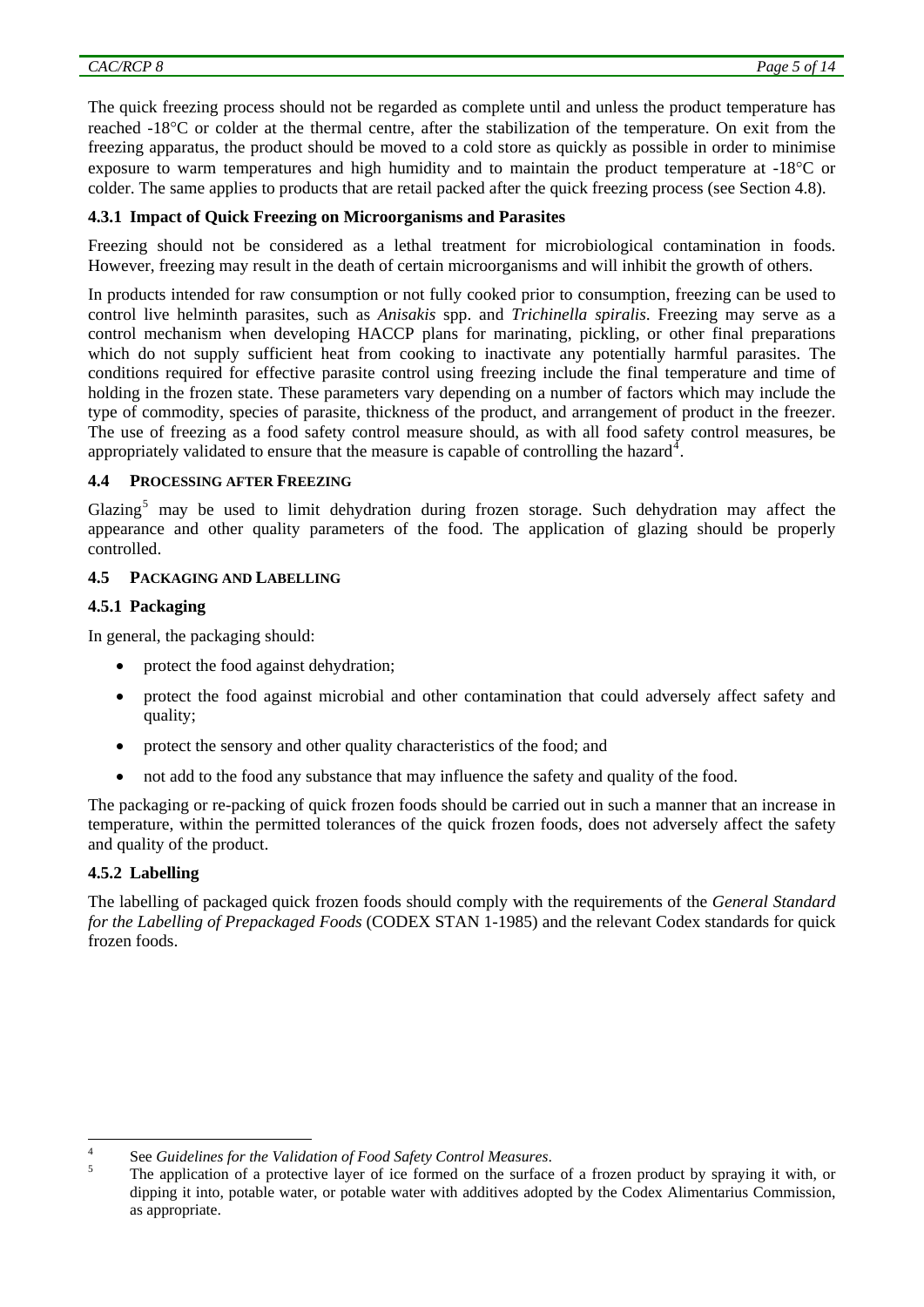The quick freezing process should not be regarded as complete until and unless the product temperature has reached -18°C or colder at the thermal centre, after the stabilization of the temperature. On exit from the freezing apparatus, the product should be moved to a cold store as quickly as possible in order to minimise exposure to warm temperatures and high humidity and to maintain the product temperature at -18°C or colder. The same applies to products that are retail packed after the quick freezing process (see Section 4.8).

### 4.3.1 Impact of Quick Freezing on Microorganisms and Parasites

Freezing should not be considered as a lethal treatment for microbiological contamination in foods. However, freezing may result in the death of certain microorganisms and will inhibit the growth of others.

In products intended for raw consumption or not fully cooked prior to consumption, freezing can be used to control live helminth parasites, such as *Anisakis* spp. and *Trichinella spiralis*. Freezing may serve as a control mechanism when developing HACCP plans for marinating, pickling, or other final preparations which do not supply sufficient heat from cooking to inactivate any potentially harmful parasites. The conditions required for effective parasite control using freezing include the final temperature and time of holding in the frozen state. These parameters vary depending on a number of factors which may include the type of commodity, species of parasite, thickness of the product, and arrangement of product in the freezer. The use of freezing as a food safety control measure should, as with all food safety control measures, be appropriately validated to ensure that the measure is capable of controlling the hazard[4].

## 4.4 PROCESSING AFTER FREEZING

Glazing[5] may be used to limit dehydration during frozen storage. Such dehydration may affect the appearance and other quality parameters of the food. The application of glazing should be properly controlled.

## 4.5 PACKAGING AND LABELLING

### 4.5.1 Packaging

In general, the packaging should:

- protect the food against dehydration;
- protect the food against microbial and other contamination that could adversely affect safety and quality;
- protect the sensory and other quality characteristics of the food; and
- not add to the food any substance that may influence the safety and quality of the food.

The packaging or re-packing of quick frozen foods should be carried out in such a manner that an increase in temperature, within the permitted tolerances of the quick frozen foods, does not adversely affect the safety and quality of the product.

### 4.5.2 Labelling

The labelling of packaged quick frozen foods should comply with the requirements of the *General Standard for the Labelling of Prepackaged Foods* (CODEX STAN 1-1985) and the relevant Codex standards for quick frozen foods.

---

[4] See *Guidelines for the Validation of Food Safety Control Measures*.

[5] The application of a protective layer of ice formed on the surface of a frozen product by spraying it with, or dipping it into, potable water, or potable water with additives adopted by the Codex Alimentarius Commission, as appropriate.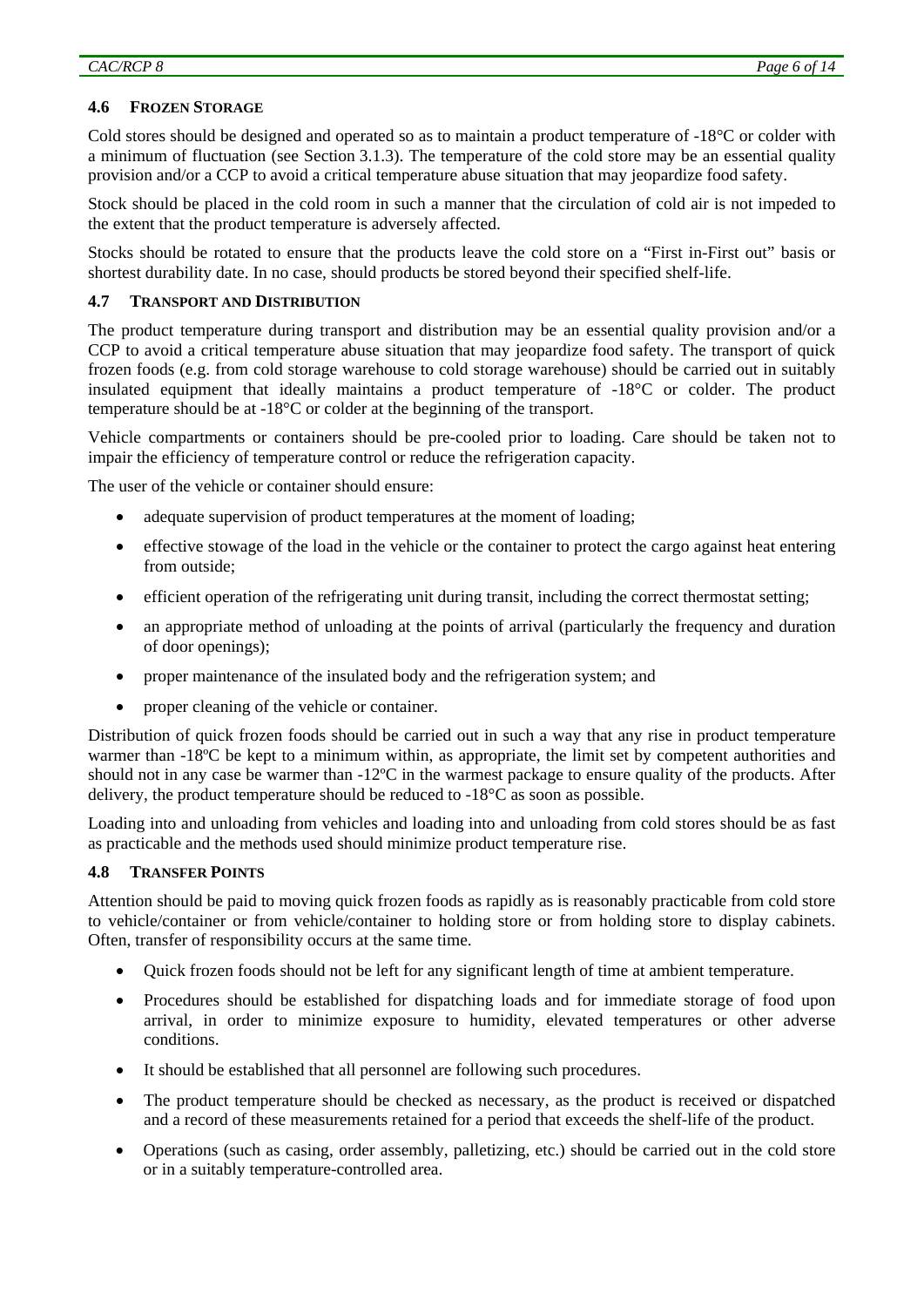### 4.6 FROZEN STORAGE

Cold stores should be designed and operated so as to maintain a product temperature of -18°C or colder with a minimum of fluctuation (see Section 3.1.3). The temperature of the cold store may be an essential quality provision and/or a CCP to avoid a critical temperature abuse situation that may jeopardize food safety.

Stock should be placed in the cold room in such a manner that the circulation of cold air is not impeded to the extent that the product temperature is adversely affected.

Stocks should be rotated to ensure that the products leave the cold store on a "First in-First out" basis or shortest durability date. In no case, should products be stored beyond their specified shelf-life.

### 4.7 TRANSPORT AND DISTRIBUTION

The product temperature during transport and distribution may be an essential quality provision and/or a CCP to avoid a critical temperature abuse situation that may jeopardize food safety. The transport of quick frozen foods (e.g. from cold storage warehouse to cold storage warehouse) should be carried out in suitably insulated equipment that ideally maintains a product temperature of -18°C or colder. The product temperature should be at -18°C or colder at the beginning of the transport.

Vehicle compartments or containers should be pre-cooled prior to loading. Care should be taken not to impair the efficiency of temperature control or reduce the refrigeration capacity.

The user of the vehicle or container should ensure:

- adequate supervision of product temperatures at the moment of loading;
- effective stowage of the load in the vehicle or the container to protect the cargo against heat entering from outside;
- efficient operation of the refrigerating unit during transit, including the correct thermostat setting;
- an appropriate method of unloading at the points of arrival (particularly the frequency and duration of door openings);
- proper maintenance of the insulated body and the refrigeration system; and
- proper cleaning of the vehicle or container.

Distribution of quick frozen foods should be carried out in such a way that any rise in product temperature warmer than -18ºC be kept to a minimum within, as appropriate, the limit set by competent authorities and should not in any case be warmer than -12ºC in the warmest package to ensure quality of the products. After delivery, the product temperature should be reduced to -18°C as soon as possible.

Loading into and unloading from vehicles and loading into and unloading from cold stores should be as fast as practicable and the methods used should minimize product temperature rise.

### 4.8 TRANSFER POINTS

Attention should be paid to moving quick frozen foods as rapidly as is reasonably practicable from cold store to vehicle/container or from vehicle/container to holding store or from holding store to display cabinets. Often, transfer of responsibility occurs at the same time.

- Quick frozen foods should not be left for any significant length of time at ambient temperature.
- Procedures should be established for dispatching loads and for immediate storage of food upon arrival, in order to minimize exposure to humidity, elevated temperatures or other adverse conditions.
- It should be established that all personnel are following such procedures.
- The product temperature should be checked as necessary, as the product is received or dispatched and a record of these measurements retained for a period that exceeds the shelf-life of the product.
- Operations (such as casing, order assembly, palletizing, etc.) should be carried out in the cold store or in a suitably temperature-controlled area.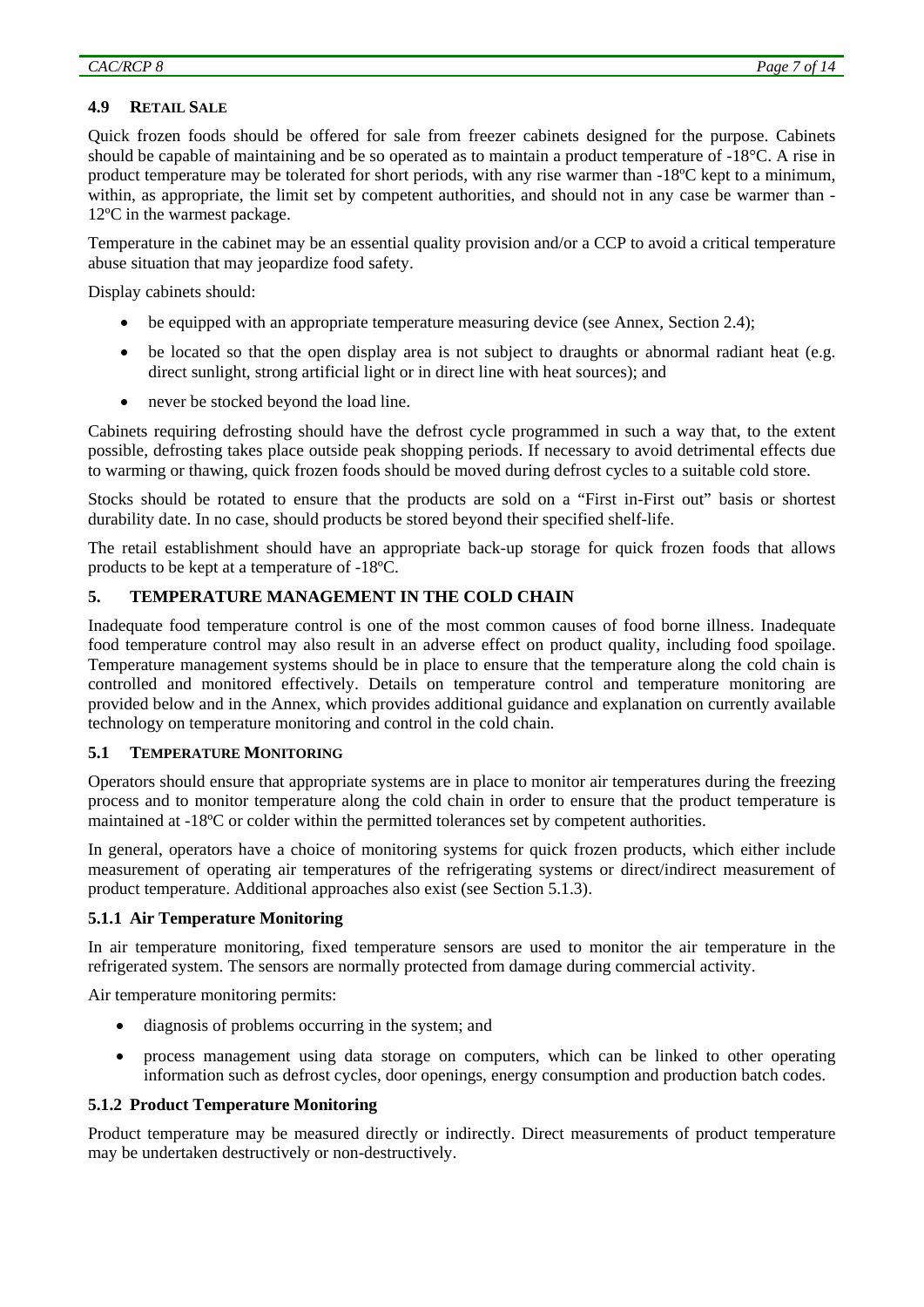### 4.9 RETAIL SALE

Quick frozen foods should be offered for sale from freezer cabinets designed for the purpose. Cabinets should be capable of maintaining and be so operated as to maintain a product temperature of -18°C. A rise in product temperature may be tolerated for short periods, with any rise warmer than -18ºC kept to a minimum, within, as appropriate, the limit set by competent authorities, and should not in any case be warmer than -12ºC in the warmest package.

Temperature in the cabinet may be an essential quality provision and/or a CCP to avoid a critical temperature abuse situation that may jeopardize food safety.

Display cabinets should:

- be equipped with an appropriate temperature measuring device (see Annex, Section 2.4);
- be located so that the open display area is not subject to draughts or abnormal radiant heat (e.g. direct sunlight, strong artificial light or in direct line with heat sources); and
- never be stocked beyond the load line.

Cabinets requiring defrosting should have the defrost cycle programmed in such a way that, to the extent possible, defrosting takes place outside peak shopping periods. If necessary to avoid detrimental effects due to warming or thawing, quick frozen foods should be moved during defrost cycles to a suitable cold store.

Stocks should be rotated to ensure that the products are sold on a "First in-First out" basis or shortest durability date. In no case, should products be stored beyond their specified shelf-life.

The retail establishment should have an appropriate back-up storage for quick frozen foods that allows products to be kept at a temperature of -18ºC.

## 5. TEMPERATURE MANAGEMENT IN THE COLD CHAIN

Inadequate food temperature control is one of the most common causes of food borne illness. Inadequate food temperature control may also result in an adverse effect on product quality, including food spoilage. Temperature management systems should be in place to ensure that the temperature along the cold chain is controlled and monitored effectively. Details on temperature control and temperature monitoring are provided below and in the Annex, which provides additional guidance and explanation on currently available technology on temperature monitoring and control in the cold chain.

### 5.1 TEMPERATURE MONITORING

Operators should ensure that appropriate systems are in place to monitor air temperatures during the freezing process and to monitor temperature along the cold chain in order to ensure that the product temperature is maintained at -18ºC or colder within the permitted tolerances set by competent authorities.

In general, operators have a choice of monitoring systems for quick frozen products, which either include measurement of operating air temperatures of the refrigerating systems or direct/indirect measurement of product temperature. Additional approaches also exist (see Section 5.1.3).

#### 5.1.1 Air Temperature Monitoring

In air temperature monitoring, fixed temperature sensors are used to monitor the air temperature in the refrigerated system. The sensors are normally protected from damage during commercial activity.

Air temperature monitoring permits:

- diagnosis of problems occurring in the system; and
- process management using data storage on computers, which can be linked to other operating information such as defrost cycles, door openings, energy consumption and production batch codes.

#### 5.1.2 Product Temperature Monitoring

Product temperature may be measured directly or indirectly. Direct measurements of product temperature may be undertaken destructively or non-destructively.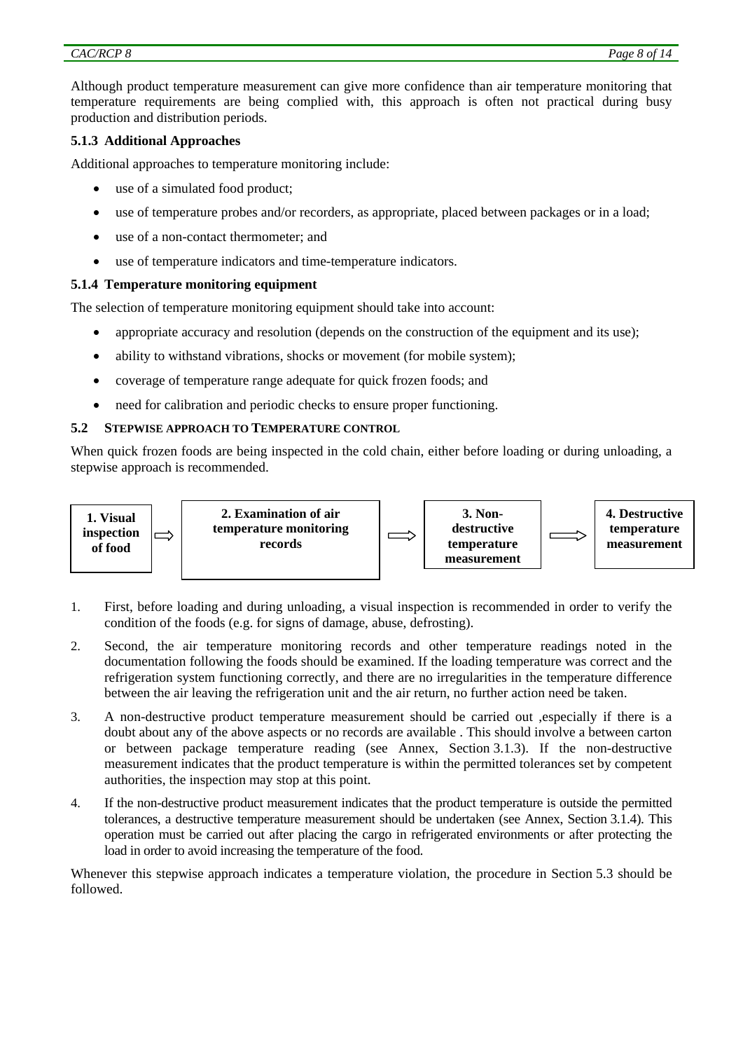Although product temperature measurement can give more confidence than air temperature monitoring that temperature requirements are being complied with, this approach is often not practical during busy production and distribution periods.

### 5.1.3 Additional Approaches

Additional approaches to temperature monitoring include:

- use of a simulated food product;
- use of temperature probes and/or recorders, as appropriate, placed between packages or in a load;
- use of a non-contact thermometer; and
- use of temperature indicators and time-temperature indicators.

### 5.1.4 Temperature monitoring equipment

The selection of temperature monitoring equipment should take into account:

- appropriate accuracy and resolution (depends on the construction of the equipment and its use);
- ability to withstand vibrations, shocks or movement (for mobile system);
- coverage of temperature range adequate for quick frozen foods; and
- need for calibration and periodic checks to ensure proper functioning.

## 5.2 STEPWISE APPROACH TO TEMPERATURE CONTROL

When quick frozen foods are being inspected in the cold chain, either before loading or during unloading, a stepwise approach is recommended.

**1. Visual inspection of food** ⇨ **2. Examination of air temperature monitoring records** ⇨ **3. Non-destructive temperature measurement** ⇨ **4. Destructive temperature measurement**

1. First, before loading and during unloading, a visual inspection is recommended in order to verify the condition of the foods (e.g. for signs of damage, abuse, defrosting).
2. Second, the air temperature monitoring records and other temperature readings noted in the documentation following the foods should be examined. If the loading temperature was correct and the refrigeration system functioning correctly, and there are no irregularities in the temperature difference between the air leaving the refrigeration unit and the air return, no further action need be taken.
3. A non-destructive product temperature measurement should be carried out ,especially if there is a doubt about any of the above aspects or no records are available . This should involve a between carton or between package temperature reading (see Annex, Section 3.1.3). If the non-destructive measurement indicates that the product temperature is within the permitted tolerances set by competent authorities, the inspection may stop at this point.
4. If the non-destructive product measurement indicates that the product temperature is outside the permitted tolerances, a destructive temperature measurement should be undertaken (see Annex, Section 3.1.4). This operation must be carried out after placing the cargo in refrigerated environments or after protecting the load in order to avoid increasing the temperature of the food.

Whenever this stepwise approach indicates a temperature violation, the procedure in Section 5.3 should be followed.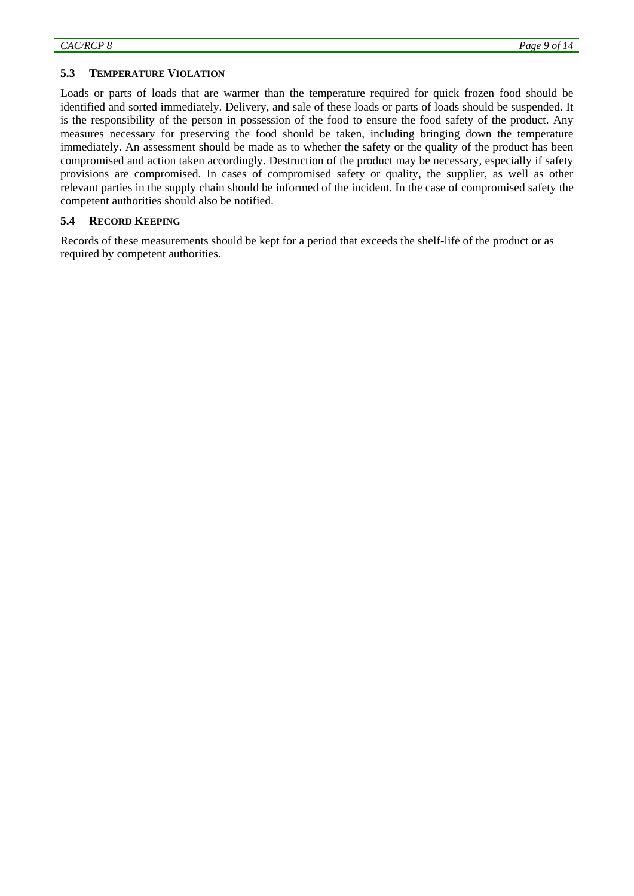### 5.3 Temperature Violation

Loads or parts of loads that are warmer than the temperature required for quick frozen food should be identified and sorted immediately. Delivery, and sale of these loads or parts of loads should be suspended. It is the responsibility of the person in possession of the food to ensure the food safety of the product. Any measures necessary for preserving the food should be taken, including bringing down the temperature immediately. An assessment should be made as to whether the safety or the quality of the product has been compromised and action taken accordingly. Destruction of the product may be necessary, especially if safety provisions are compromised. In cases of compromised safety or quality, the supplier, as well as other relevant parties in the supply chain should be informed of the incident. In the case of compromised safety the competent authorities should also be notified.

### 5.4 Record Keeping

Records of these measurements should be kept for a period that exceeds the shelf-life of the product or as required by competent authorities.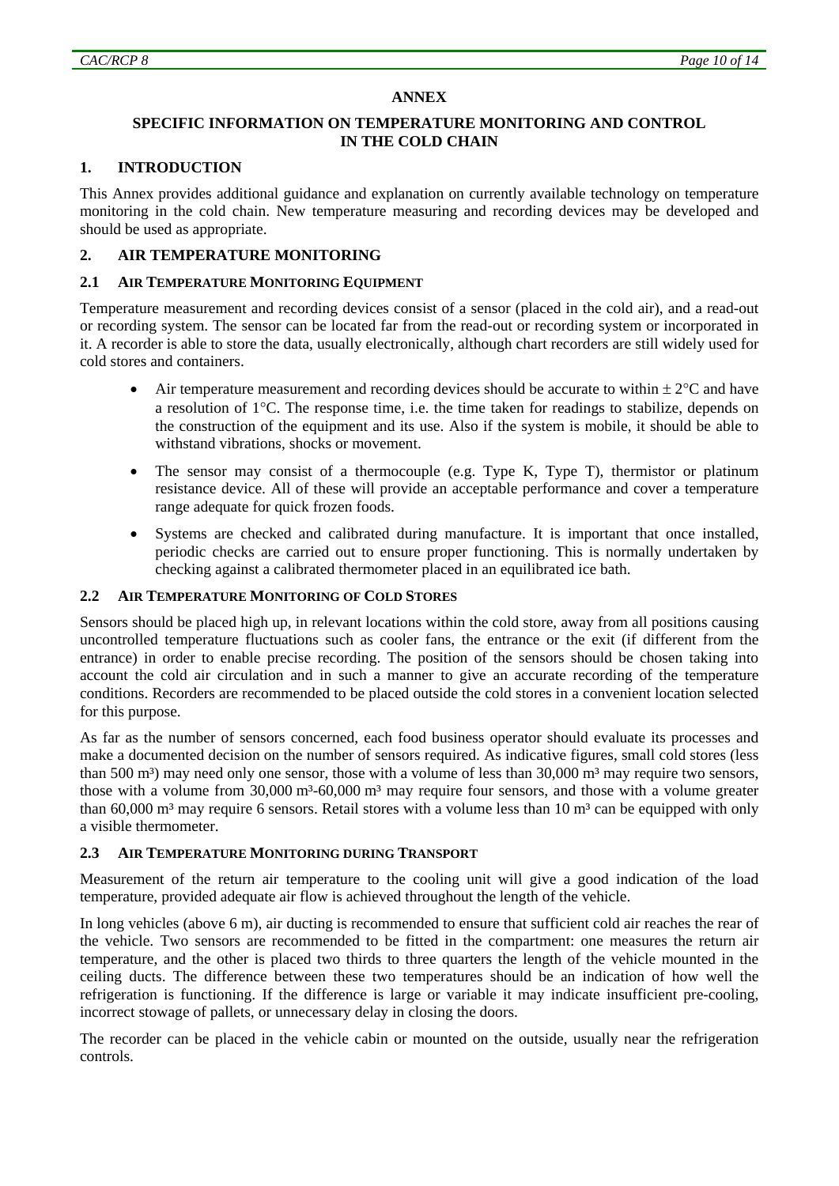## ANNEX

## SPECIFIC INFORMATION ON TEMPERATURE MONITORING AND CONTROL IN THE COLD CHAIN

### 1. INTRODUCTION

This Annex provides additional guidance and explanation on currently available technology on temperature monitoring in the cold chain. New temperature measuring and recording devices may be developed and should be used as appropriate.

### 2. AIR TEMPERATURE MONITORING

#### 2.1 AIR TEMPERATURE MONITORING EQUIPMENT

Temperature measurement and recording devices consist of a sensor (placed in the cold air), and a read-out or recording system. The sensor can be located far from the read-out or recording system or incorporated in it. A recorder is able to store the data, usually electronically, although chart recorders are still widely used for cold stores and containers.

- Air temperature measurement and recording devices should be accurate to within ± 2°C and have a resolution of 1°C. The response time, i.e. the time taken for readings to stabilize, depends on the construction of the equipment and its use. Also if the system is mobile, it should be able to withstand vibrations, shocks or movement.
- The sensor may consist of a thermocouple (e.g. Type K, Type T), thermistor or platinum resistance device. All of these will provide an acceptable performance and cover a temperature range adequate for quick frozen foods.
- Systems are checked and calibrated during manufacture. It is important that once installed, periodic checks are carried out to ensure proper functioning. This is normally undertaken by checking against a calibrated thermometer placed in an equilibrated ice bath.

#### 2.2 AIR TEMPERATURE MONITORING OF COLD STORES

Sensors should be placed high up, in relevant locations within the cold store, away from all positions causing uncontrolled temperature fluctuations such as cooler fans, the entrance or the exit (if different from the entrance) in order to enable precise recording. The position of the sensors should be chosen taking into account the cold air circulation and in such a manner to give an accurate recording of the temperature conditions. Recorders are recommended to be placed outside the cold stores in a convenient location selected for this purpose.

As far as the number of sensors concerned, each food business operator should evaluate its processes and make a documented decision on the number of sensors required. As indicative figures, small cold stores (less than 500 m³) may need only one sensor, those with a volume of less than 30,000 m³ may require two sensors, those with a volume from 30,000 m³-60,000 m³ may require four sensors, and those with a volume greater than 60,000 m³ may require 6 sensors. Retail stores with a volume less than 10 m³ can be equipped with only a visible thermometer.

#### 2.3 AIR TEMPERATURE MONITORING DURING TRANSPORT

Measurement of the return air temperature to the cooling unit will give a good indication of the load temperature, provided adequate air flow is achieved throughout the length of the vehicle.

In long vehicles (above 6 m), air ducting is recommended to ensure that sufficient cold air reaches the rear of the vehicle. Two sensors are recommended to be fitted in the compartment: one measures the return air temperature, and the other is placed two thirds to three quarters the length of the vehicle mounted in the ceiling ducts. The difference between these two temperatures should be an indication of how well the refrigeration is functioning. If the difference is large or variable it may indicate insufficient pre-cooling, incorrect stowage of pallets, or unnecessary delay in closing the doors.

The recorder can be placed in the vehicle cabin or mounted on the outside, usually near the refrigeration controls.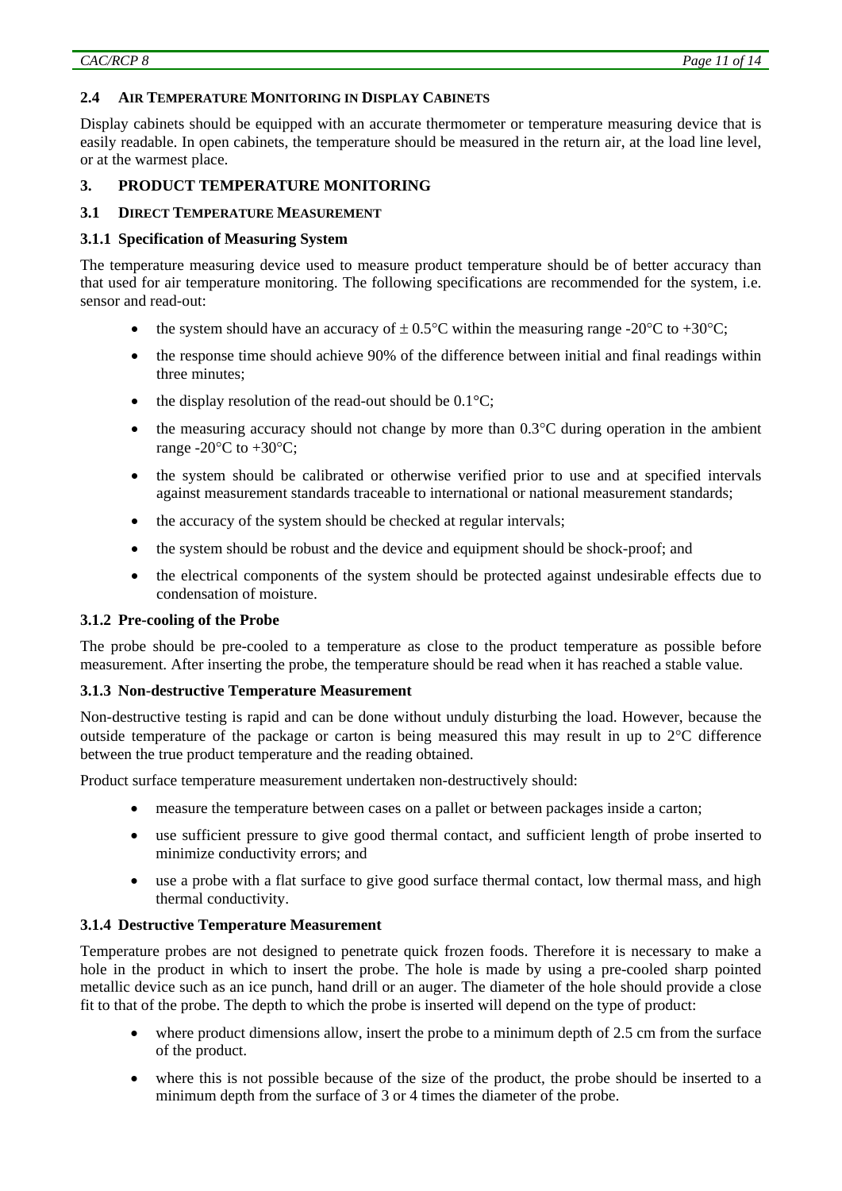### 2.4 Air Temperature Monitoring in Display Cabinets

Display cabinets should be equipped with an accurate thermometer or temperature measuring device that is easily readable. In open cabinets, the temperature should be measured in the return air, at the load line level, or at the warmest place.

## 3. PRODUCT TEMPERATURE MONITORING

### 3.1 Direct Temperature Measurement

#### 3.1.1 Specification of Measuring System

The temperature measuring device used to measure product temperature should be of better accuracy than that used for air temperature monitoring. The following specifications are recommended for the system, i.e. sensor and read-out:

- the system should have an accuracy of ± 0.5°C within the measuring range -20°C to +30°C;
- the response time should achieve 90% of the difference between initial and final readings within three minutes;
- the display resolution of the read-out should be 0.1°C;
- the measuring accuracy should not change by more than 0.3°C during operation in the ambient range -20°C to +30°C;
- the system should be calibrated or otherwise verified prior to use and at specified intervals against measurement standards traceable to international or national measurement standards;
- the accuracy of the system should be checked at regular intervals;
- the system should be robust and the device and equipment should be shock-proof; and
- the electrical components of the system should be protected against undesirable effects due to condensation of moisture.

#### 3.1.2 Pre-cooling of the Probe

The probe should be pre-cooled to a temperature as close to the product temperature as possible before measurement. After inserting the probe, the temperature should be read when it has reached a stable value.

#### 3.1.3 Non-destructive Temperature Measurement

Non-destructive testing is rapid and can be done without unduly disturbing the load. However, because the outside temperature of the package or carton is being measured this may result in up to 2°C difference between the true product temperature and the reading obtained.

Product surface temperature measurement undertaken non-destructively should:

- measure the temperature between cases on a pallet or between packages inside a carton;
- use sufficient pressure to give good thermal contact, and sufficient length of probe inserted to minimize conductivity errors; and
- use a probe with a flat surface to give good surface thermal contact, low thermal mass, and high thermal conductivity.

#### 3.1.4 Destructive Temperature Measurement

Temperature probes are not designed to penetrate quick frozen foods. Therefore it is necessary to make a hole in the product in which to insert the probe. The hole is made by using a pre-cooled sharp pointed metallic device such as an ice punch, hand drill or an auger. The diameter of the hole should provide a close fit to that of the probe. The depth to which the probe is inserted will depend on the type of product:

- where product dimensions allow, insert the probe to a minimum depth of 2.5 cm from the surface of the product.
- where this is not possible because of the size of the product, the probe should be inserted to a minimum depth from the surface of 3 or 4 times the diameter of the probe.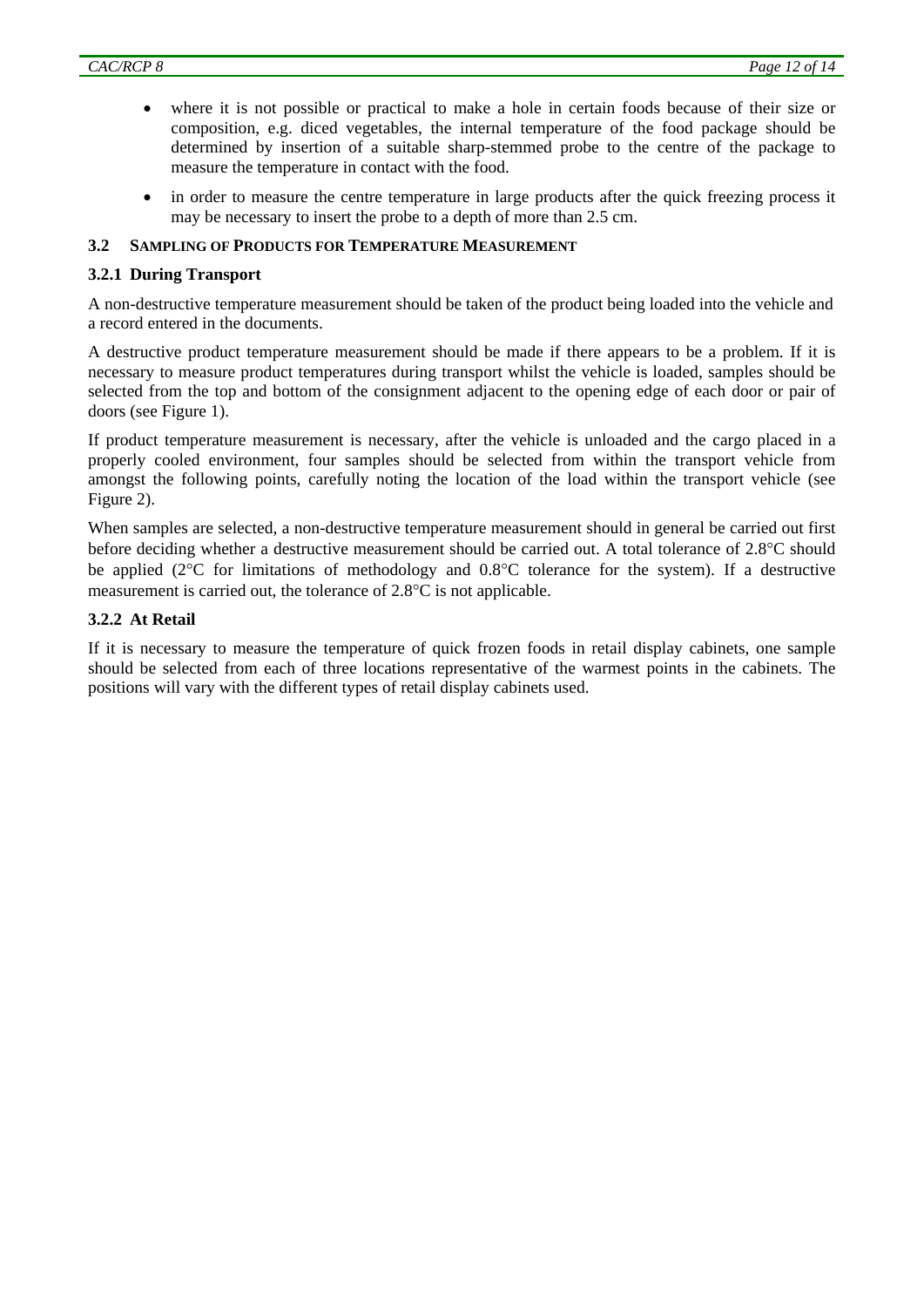- where it is not possible or practical to make a hole in certain foods because of their size or composition, e.g. diced vegetables, the internal temperature of the food package should be determined by insertion of a suitable sharp-stemmed probe to the centre of the package to measure the temperature in contact with the food.

- in order to measure the centre temperature in large products after the quick freezing process it may be necessary to insert the probe to a depth of more than 2.5 cm.

### 3.2 Sampling of Products for Temperature Measurement

#### 3.2.1 During Transport

A non-destructive temperature measurement should be taken of the product being loaded into the vehicle and a record entered in the documents.

A destructive product temperature measurement should be made if there appears to be a problem. If it is necessary to measure product temperatures during transport whilst the vehicle is loaded, samples should be selected from the top and bottom of the consignment adjacent to the opening edge of each door or pair of doors (see Figure 1).

If product temperature measurement is necessary, after the vehicle is unloaded and the cargo placed in a properly cooled environment, four samples should be selected from within the transport vehicle from amongst the following points, carefully noting the location of the load within the transport vehicle (see Figure 2).

When samples are selected, a non-destructive temperature measurement should in general be carried out first before deciding whether a destructive measurement should be carried out. A total tolerance of 2.8°C should be applied (2°C for limitations of methodology and 0.8°C tolerance for the system). If a destructive measurement is carried out, the tolerance of 2.8°C is not applicable.

#### 3.2.2 At Retail

If it is necessary to measure the temperature of quick frozen foods in retail display cabinets, one sample should be selected from each of three locations representative of the warmest points in the cabinets. The positions will vary with the different types of retail display cabinets used.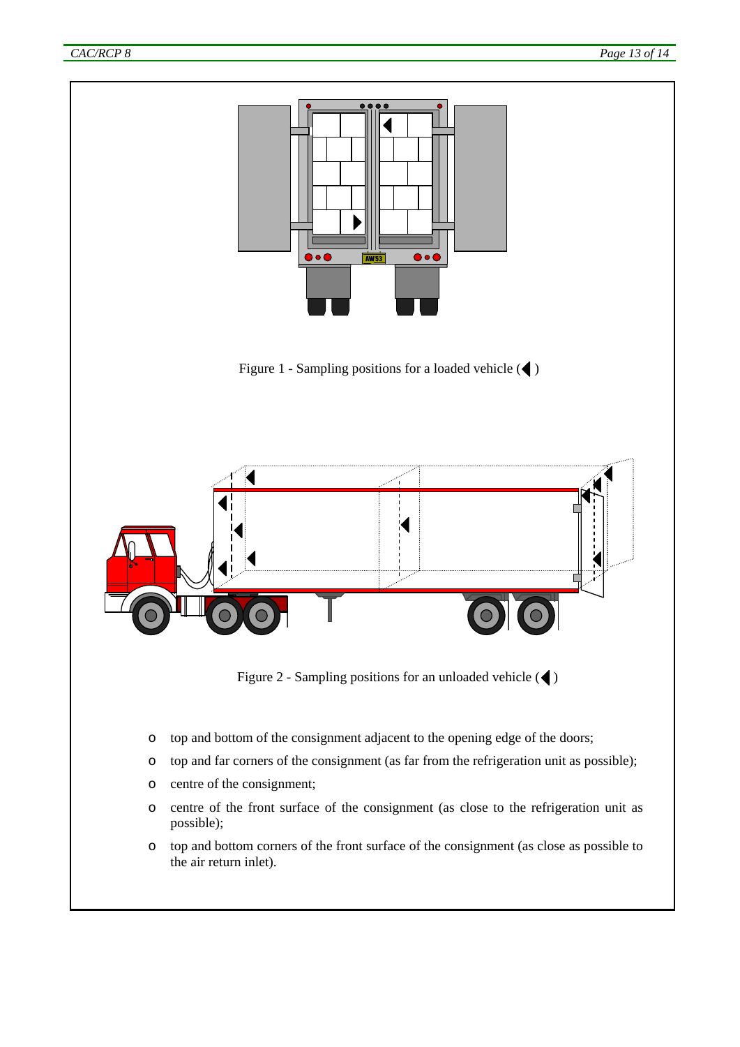Figure 1 - Sampling positions for a loaded vehicle (◀)

Figure 2 - Sampling positions for an unloaded vehicle (◀)

- top and bottom of the consignment adjacent to the opening edge of the doors;
- top and far corners of the consignment (as far from the refrigeration unit as possible);
- centre of the consignment;
- centre of the front surface of the consignment (as close to the refrigeration unit as possible);
- top and bottom corners of the front surface of the consignment (as close as possible to the air return inlet).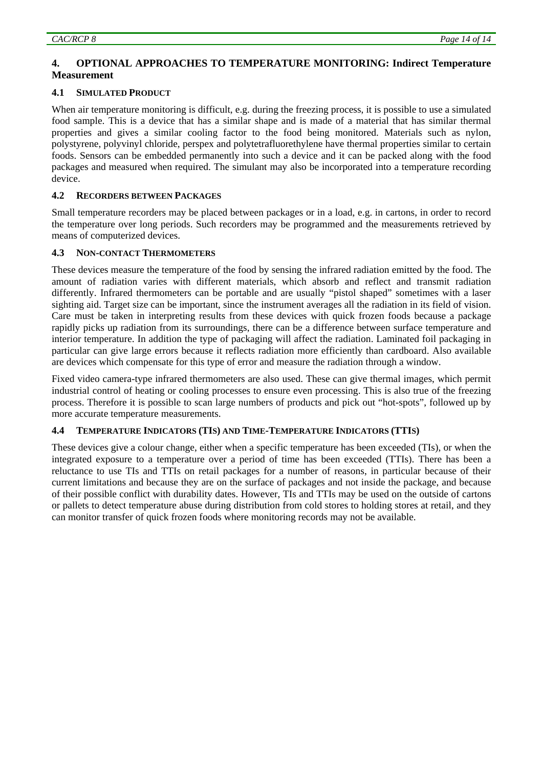## 4. OPTIONAL APPROACHES TO TEMPERATURE MONITORING: Indirect Temperature Measurement

### 4.1 SIMULATED PRODUCT

When air temperature monitoring is difficult, e.g. during the freezing process, it is possible to use a simulated food sample. This is a device that has a similar shape and is made of a material that has similar thermal properties and gives a similar cooling factor to the food being monitored. Materials such as nylon, polystyrene, polyvinyl chloride, perspex and polytetrafluorethylene have thermal properties similar to certain foods. Sensors can be embedded permanently into such a device and it can be packed along with the food packages and measured when required. The simulant may also be incorporated into a temperature recording device.

### 4.2 RECORDERS BETWEEN PACKAGES

Small temperature recorders may be placed between packages or in a load, e.g. in cartons, in order to record the temperature over long periods. Such recorders may be programmed and the measurements retrieved by means of computerized devices.

### 4.3 NON-CONTACT THERMOMETERS

These devices measure the temperature of the food by sensing the infrared radiation emitted by the food. The amount of radiation varies with different materials, which absorb and reflect and transmit radiation differently. Infrared thermometers can be portable and are usually "pistol shaped" sometimes with a laser sighting aid. Target size can be important, since the instrument averages all the radiation in its field of vision. Care must be taken in interpreting results from these devices with quick frozen foods because a package rapidly picks up radiation from its surroundings, there can be a difference between surface temperature and interior temperature. In addition the type of packaging will affect the radiation. Laminated foil packaging in particular can give large errors because it reflects radiation more efficiently than cardboard. Also available are devices which compensate for this type of error and measure the radiation through a window.

Fixed video camera-type infrared thermometers are also used. These can give thermal images, which permit industrial control of heating or cooling processes to ensure even processing. This is also true of the freezing process. Therefore it is possible to scan large numbers of products and pick out "hot-spots", followed up by more accurate temperature measurements.

### 4.4 TEMPERATURE INDICATORS (TIS) AND TIME-TEMPERATURE INDICATORS (TTIS)

These devices give a colour change, either when a specific temperature has been exceeded (TIs), or when the integrated exposure to a temperature over a period of time has been exceeded (TTIs). There has been a reluctance to use TIs and TTIs on retail packages for a number of reasons, in particular because of their current limitations and because they are on the surface of packages and not inside the package, and because of their possible conflict with durability dates. However, TIs and TTIs may be used on the outside of cartons or pallets to detect temperature abuse during distribution from cold stores to holding stores at retail, and they can monitor transfer of quick frozen foods where monitoring records may not be available.